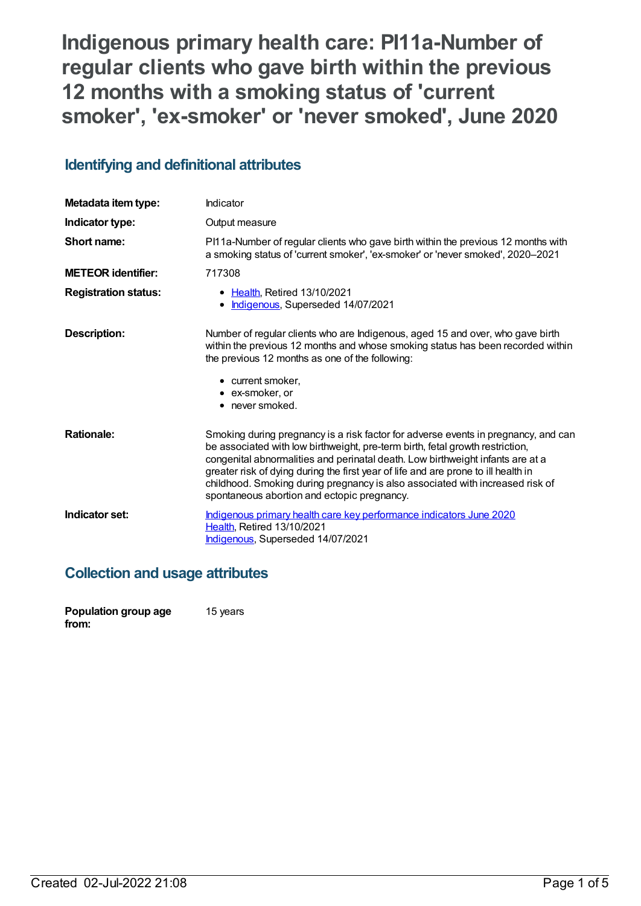# Indigenous primary health care: PI11a-Number of regular clients who gave birth within the previous 12 months with a smoking status of 'current smoker', 'ex-smoker' or 'never smoked', June 2020

## Identifying and definitional attributes

| | |
|---|---|
| **Metadata item type:** | Indicator |
| **Indicator type:** | Output measure |
| **Short name:** | PI11a-Number of regular clients who gave birth within the previous 12 months with a smoking status of 'current smoker', 'ex-smoker' or 'never smoked', 2020–2021 |
| **METEOR identifier:** | 717308 |
| **Registration status:** | • Health, Retired 13/10/2021<br>• Indigenous, Superseded 14/07/2021 |
| **Description:** | Number of regular clients who are Indigenous, aged 15 and over, who gave birth within the previous 12 months and whose smoking status has been recorded within the previous 12 months as one of the following:<br>• current smoker,<br>• ex-smoker, or<br>• never smoked. |
| **Rationale:** | Smoking during pregnancy is a risk factor for adverse events in pregnancy, and can be associated with low birthweight, pre-term birth, fetal growth restriction, congenital abnormalities and perinatal death. Low birthweight infants are at a greater risk of dying during the first year of life and are prone to ill health in childhood. Smoking during pregnancy is also associated with increased risk of spontaneous abortion and ectopic pregnancy. |
| **Indicator set:** | Indigenous primary health care key performance indicators June 2020<br>Health, Retired 13/10/2021<br>Indigenous, Superseded 14/07/2021 |

## Collection and usage attributes

| | |
|---|---|
| **Population group age from:** | 15 years |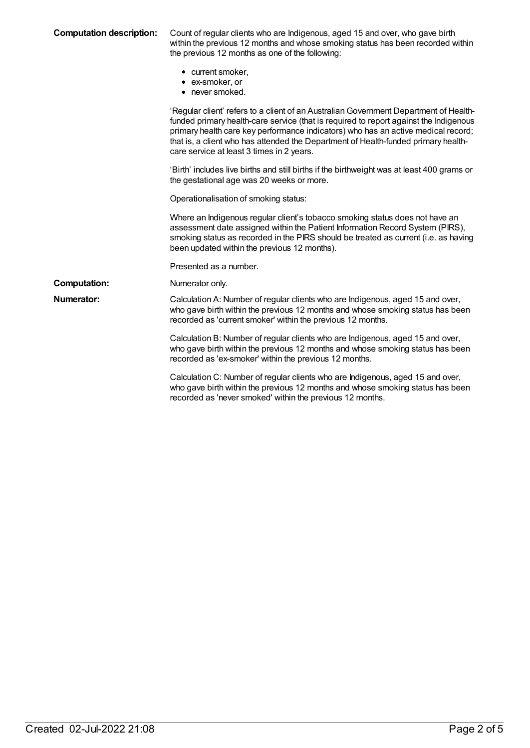**Computation description:** Count of regular clients who are Indigenous, aged 15 and over, who gave birth within the previous 12 months and whose smoking status has been recorded within the previous 12 months as one of the following:

- current smoker,
- ex-smoker, or
- never smoked.

'Regular client' refers to a client of an Australian Government Department of Health-funded primary health-care service (that is required to report against the Indigenous primary health care key performance indicators) who has an active medical record; that is, a client who has attended the Department of Health-funded primary health-care service at least 3 times in 2 years.

'Birth' includes live births and still births if the birthweight was at least 400 grams or the gestational age was 20 weeks or more.

Operationalisation of smoking status:

Where an Indigenous regular client's tobacco smoking status does not have an assessment date assigned within the Patient Information Record System (PIRS), smoking status as recorded in the PIRS should be treated as current (i.e. as having been updated within the previous 12 months).

Presented as a number.

**Computation:** Numerator only.

**Numerator:** Calculation A: Number of regular clients who are Indigenous, aged 15 and over, who gave birth within the previous 12 months and whose smoking status has been recorded as 'current smoker' within the previous 12 months.

Calculation B: Number of regular clients who are Indigenous, aged 15 and over, who gave birth within the previous 12 months and whose smoking status has been recorded as 'ex-smoker' within the previous 12 months.

Calculation C: Number of regular clients who are Indigenous, aged 15 and over, who gave birth within the previous 12 months and whose smoking status has been recorded as 'never smoked' within the previous 12 months.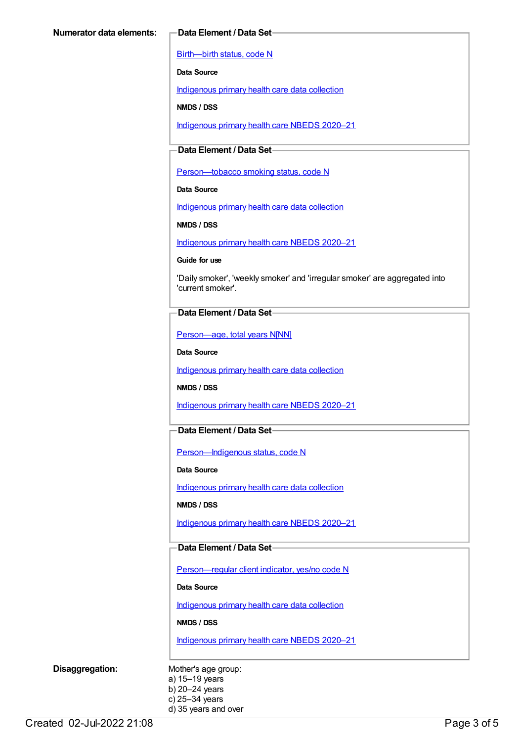**Numerator data elements:**

**Data Element / Data Set**

Birth—birth status, code N

**Data Source**

Indigenous primary health care data collection

**NMDS / DSS**

Indigenous primary health care NBEDS 2020–21

**Data Element / Data Set**

Person—tobacco smoking status, code N

**Data Source**

Indigenous primary health care data collection

**NMDS / DSS**

Indigenous primary health care NBEDS 2020–21

**Guide for use**

'Daily smoker', 'weekly smoker' and 'irregular smoker' are aggregated into 'current smoker'.

**Data Element / Data Set**

Person—age, total years N[NN]

**Data Source**

Indigenous primary health care data collection

**NMDS / DSS**

Indigenous primary health care NBEDS 2020–21

**Data Element / Data Set**

Person—Indigenous status, code N

**Data Source**

Indigenous primary health care data collection

**NMDS / DSS**

Indigenous primary health care NBEDS 2020–21

**Data Element / Data Set**

Person—regular client indicator, yes/no code N

**Data Source**

Indigenous primary health care data collection

**NMDS / DSS**

Indigenous primary health care NBEDS 2020–21

**Disaggregation:**

Mother's age group:
a) 15–19 years
b) 20–24 years
c) 25–34 years
d) 35 years and over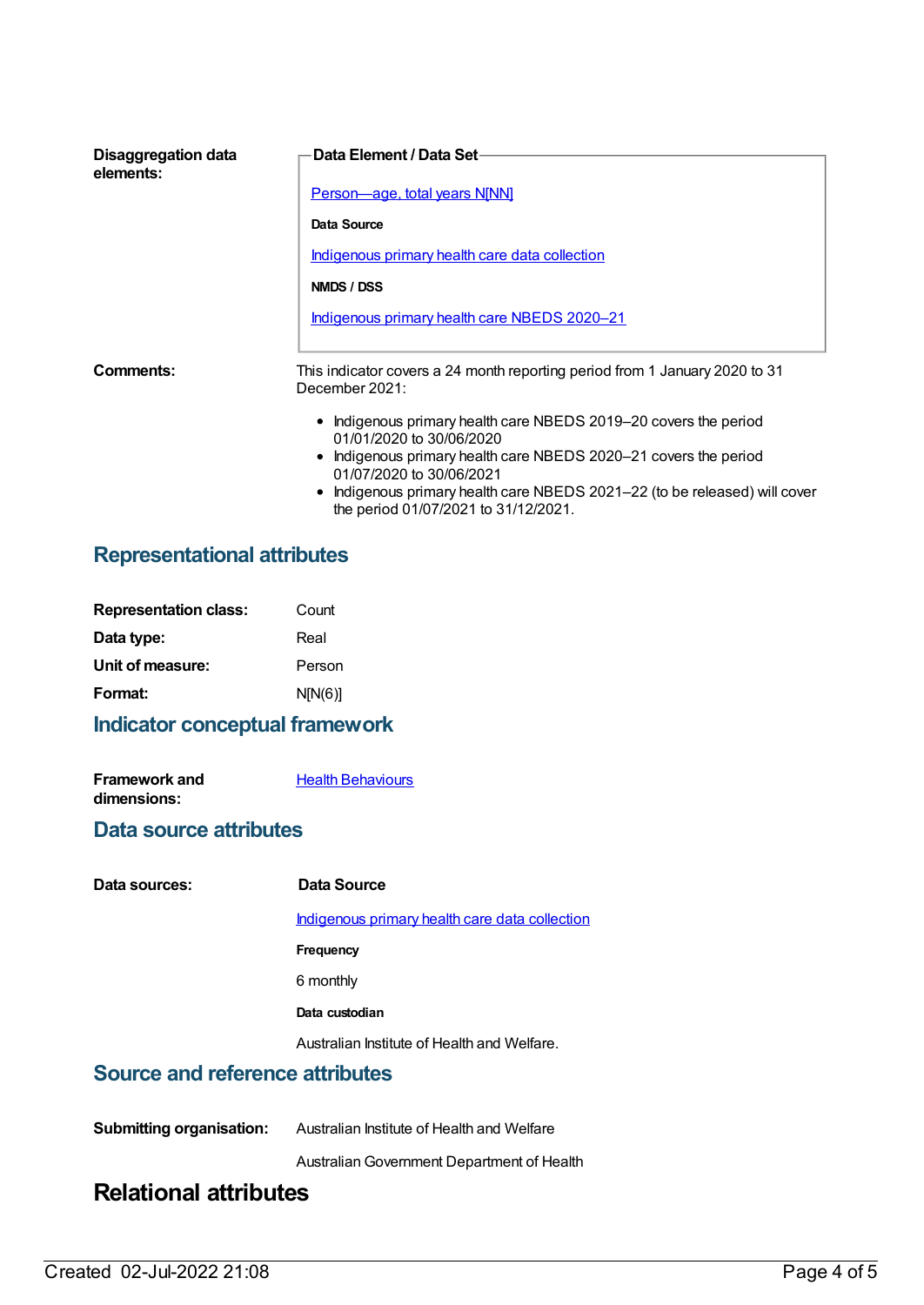**Disaggregation data elements:**

**Data Element / Data Set**

Person—age, total years N[NN]

**Data Source**

Indigenous primary health care data collection

**NMDS / DSS**

Indigenous primary health care NBEDS 2020–21

**Comments:**

This indicator covers a 24 month reporting period from 1 January 2020 to 31 December 2021:

- Indigenous primary health care NBEDS 2019–20 covers the period 01/01/2020 to 30/06/2020
- Indigenous primary health care NBEDS 2020–21 covers the period 01/07/2020 to 30/06/2021
- Indigenous primary health care NBEDS 2021–22 (to be released) will cover the period 01/07/2021 to 31/12/2021.

## Representational attributes

**Representation class:** Count

**Data type:** Real

**Unit of measure:** Person

**Format:** N[N(6)]

## Indicator conceptual framework

**Framework and dimensions:** Health Behaviours

## Data source attributes

**Data sources:**

**Data Source**

Indigenous primary health care data collection

**Frequency**

6 monthly

**Data custodian**

Australian Institute of Health and Welfare.

## Source and reference attributes

**Submitting organisation:** Australian Institute of Health and Welfare

Australian Government Department of Health

# Relational attributes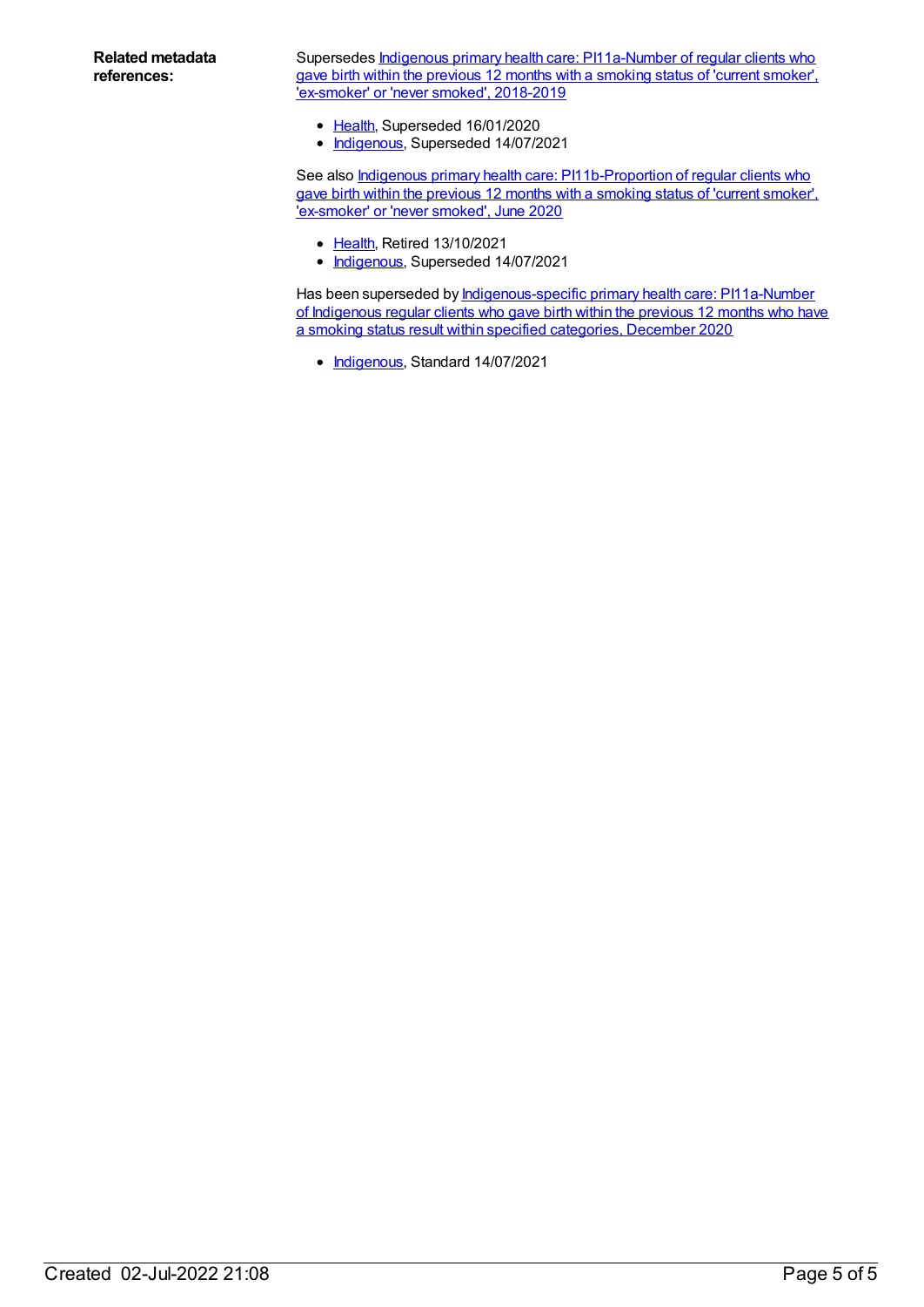**Related metadata references:**

Supersedes Indigenous primary health care: PI11a-Number of regular clients who gave birth within the previous 12 months with a smoking status of 'current smoker', 'ex-smoker' or 'never smoked', 2018-2019

- Health, Superseded 16/01/2020
- Indigenous, Superseded 14/07/2021

See also Indigenous primary health care: PI11b-Proportion of regular clients who gave birth within the previous 12 months with a smoking status of 'current smoker', 'ex-smoker' or 'never smoked', June 2020

- Health, Retired 13/10/2021
- Indigenous, Superseded 14/07/2021

Has been superseded by Indigenous-specific primary health care: PI11a-Number of Indigenous regular clients who gave birth within the previous 12 months who have a smoking status result within specified categories, December 2020

- Indigenous, Standard 14/07/2021